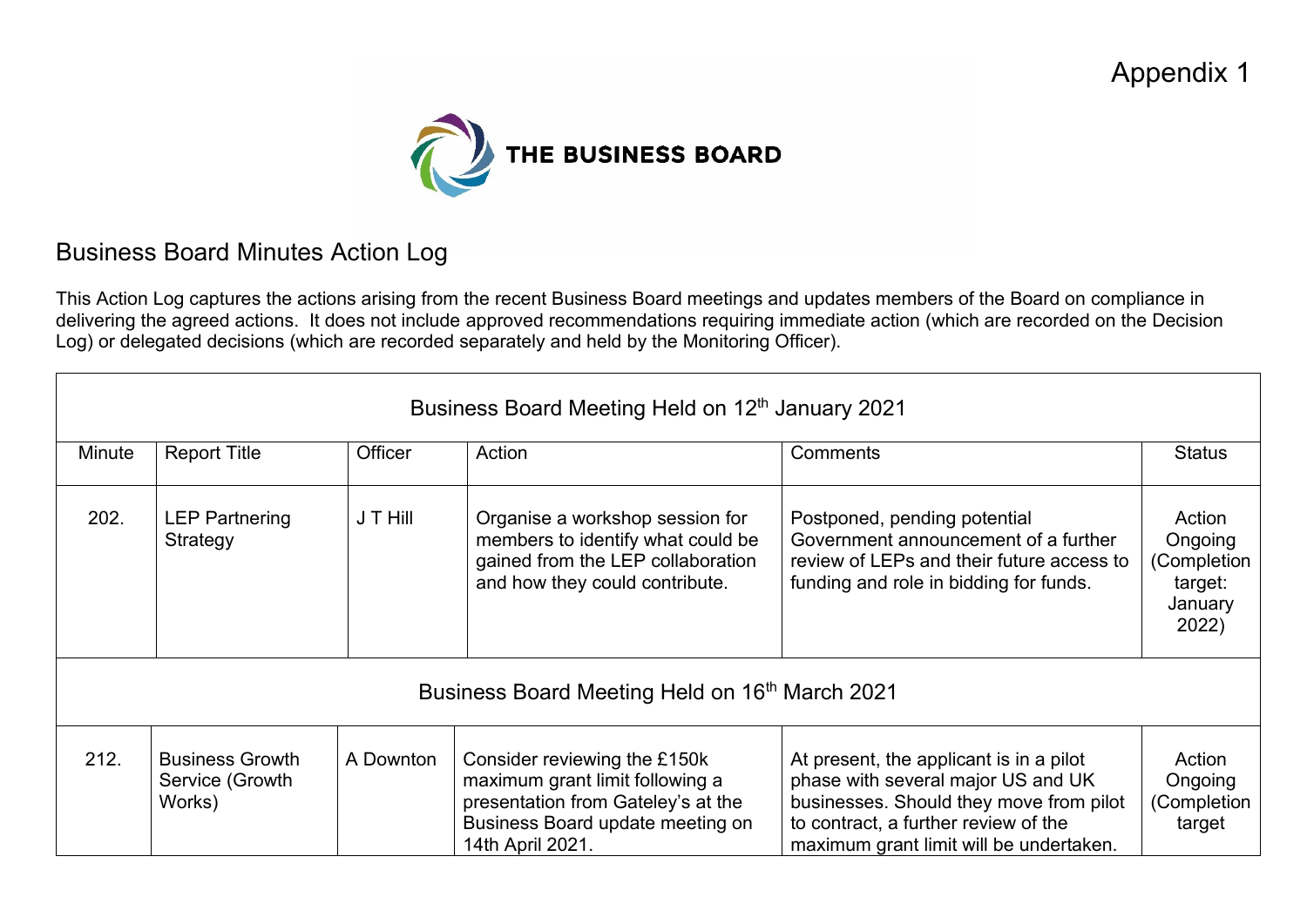Appendix 1

THE BUSINESS BOARD

# Business Board Minutes Action Log

This Action Log captures the actions arising from the recent Business Board meetings and updates members of the Board on compliance in delivering the agreed actions. It does not include approved recommendations requiring immediate action (which are recorded on the Decision Log) or delegated decisions (which are recorded separately and held by the Monitoring Officer).

| Business Board Meeting Held on 12th January 2021 | | | | | |
|---|---|---|---|---|---|
| Minute | Report Title | Officer | Action | Comments | Status |
| 202. | LEP Partnering Strategy | J T Hill | Organise a workshop session for members to identify what could be gained from the LEP collaboration and how they could contribute. | Postponed, pending potential Government announcement of a further review of LEPs and their future access to funding and role in bidding for funds. | Action Ongoing (Completion target: January 2022) |
| **Business Board Meeting Held on 16th March 2021** | | | | | |
| 212. | Business Growth Service (Growth Works) | A Downton | Consider reviewing the £150k maximum grant limit following a presentation from Gateley's at the Business Board update meeting on 14th April 2021. | At present, the applicant is in a pilot phase with several major US and UK businesses. Should they move from pilot to contract, a further review of the maximum grant limit will be undertaken. | Action Ongoing (Completion target |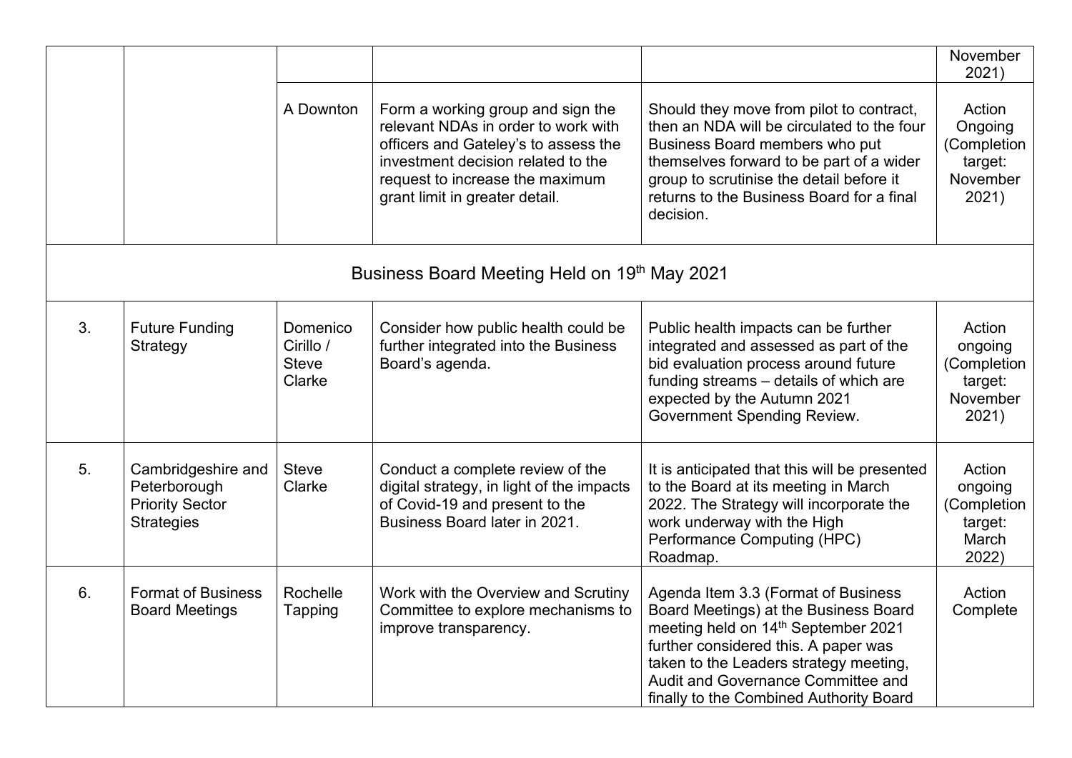| | | | | | |
|---|---|---|---|---|---|
| | | | | | November 2021) |
| | | A Downton | Form a working group and sign the relevant NDAs in order to work with officers and Gateley's to assess the investment decision related to the request to increase the maximum grant limit in greater detail. | Should they move from pilot to contract, then an NDA will be circulated to the four Business Board members who put themselves forward to be part of a wider group to scrutinise the detail before it returns to the Business Board for a final decision. | Action Ongoing (Completion target: November 2021) |
| Business Board Meeting Held on 19th May 2021 | | | | | |
| 3. | Future Funding Strategy | Domenico Cirillo / Steve Clarke | Consider how public health could be further integrated into the Business Board's agenda. | Public health impacts can be further integrated and assessed as part of the bid evaluation process around future funding streams – details of which are expected by the Autumn 2021 Government Spending Review. | Action ongoing (Completion target: November 2021) |
| 5. | Cambridgeshire and Peterborough Priority Sector Strategies | Steve Clarke | Conduct a complete review of the digital strategy, in light of the impacts of Covid-19 and present to the Business Board later in 2021. | It is anticipated that this will be presented to the Board at its meeting in March 2022. The Strategy will incorporate the work underway with the High Performance Computing (HPC) Roadmap. | Action ongoing (Completion target: March 2022) |
| 6. | Format of Business Board Meetings | Rochelle Tapping | Work with the Overview and Scrutiny Committee to explore mechanisms to improve transparency. | Agenda Item 3.3 (Format of Business Board Meetings) at the Business Board meeting held on 14th September 2021 further considered this. A paper was taken to the Leaders strategy meeting, Audit and Governance Committee and finally to the Combined Authority Board | Action Complete |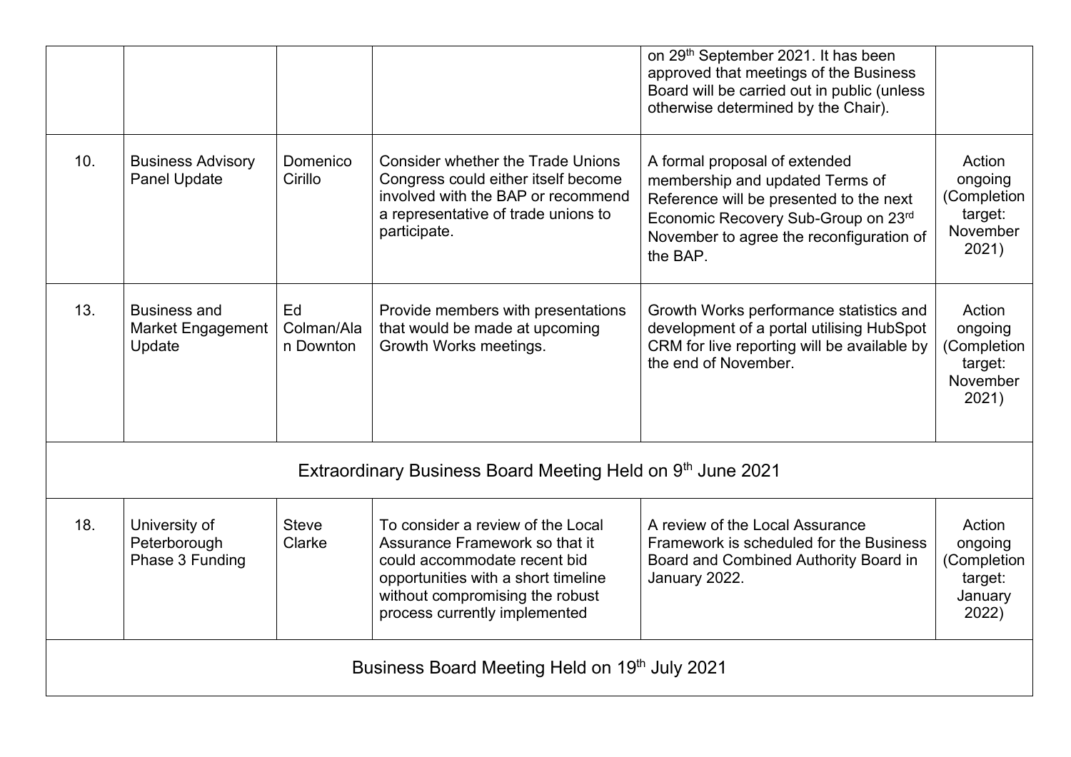| | | | | | |
|---|---|---|---|---|---|
| | | | | on 29th September 2021. It has been approved that meetings of the Business Board will be carried out in public (unless otherwise determined by the Chair). | |
| 10. | Business Advisory Panel Update | Domenico Cirillo | Consider whether the Trade Unions Congress could either itself become involved with the BAP or recommend a representative of trade unions to participate. | A formal proposal of extended membership and updated Terms of Reference will be presented to the next Economic Recovery Sub-Group on 23rd November to agree the reconfiguration of the BAP. | Action ongoing (Completion target: November 2021) |
| 13. | Business and Market Engagement Update | Ed Colman/Alan Downton | Provide members with presentations that would be made at upcoming Growth Works meetings. | Growth Works performance statistics and development of a portal utilising HubSpot CRM for live reporting will be available by the end of November. | Action ongoing (Completion target: November 2021) |
| **Extraordinary Business Board Meeting Held on 9th June 2021** | | | | | |
| 18. | University of Peterborough Phase 3 Funding | Steve Clarke | To consider a review of the Local Assurance Framework so that it could accommodate recent bid opportunities with a short timeline without compromising the robust process currently implemented | A review of the Local Assurance Framework is scheduled for the Business Board and Combined Authority Board in January 2022. | Action ongoing (Completion target: January 2022) |
| **Business Board Meeting Held on 19th July 2021** | | | | | |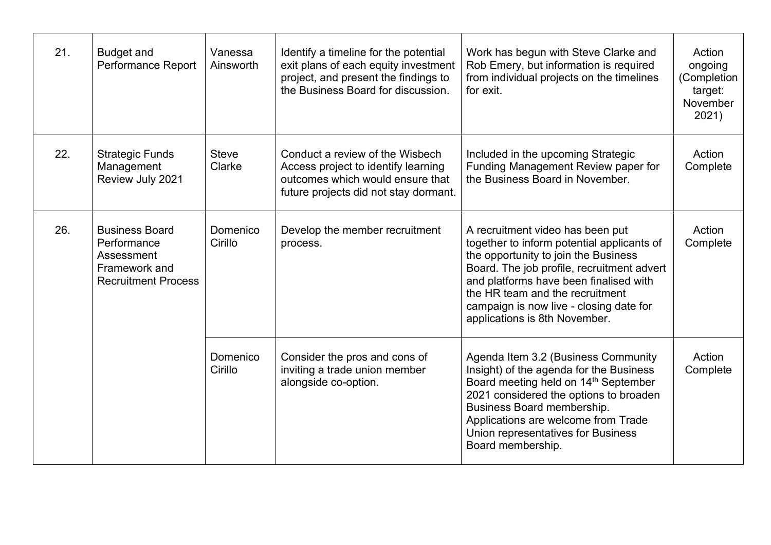| 21. | Budget and Performance Report | Vanessa Ainsworth | Identify a timeline for the potential exit plans of each equity investment project, and present the findings to the Business Board for discussion. | Work has begun with Steve Clarke and Rob Emery, but information is required from individual projects on the timelines for exit. | Action ongoing (Completion target: November 2021) |
|---|---|---|---|---|---|
| 22. | Strategic Funds Management Review July 2021 | Steve Clarke | Conduct a review of the Wisbech Access project to identify learning outcomes which would ensure that future projects did not stay dormant. | Included in the upcoming Strategic Funding Management Review paper for the Business Board in November. | Action Complete |
| 26. | Business Board Performance Assessment Framework and Recruitment Process | Domenico Cirillo | Develop the member recruitment process. | A recruitment video has been put together to inform potential applicants of the opportunity to join the Business Board. The job profile, recruitment advert and platforms have been finalised with the HR team and the recruitment campaign is now live - closing date for applications is 8th November. | Action Complete |
| | | Domenico Cirillo | Consider the pros and cons of inviting a trade union member alongside co-option. | Agenda Item 3.2 (Business Community Insight) of the agenda for the Business Board meeting held on 14th September 2021 considered the options to broaden Business Board membership. Applications are welcome from Trade Union representatives for Business Board membership. | Action Complete |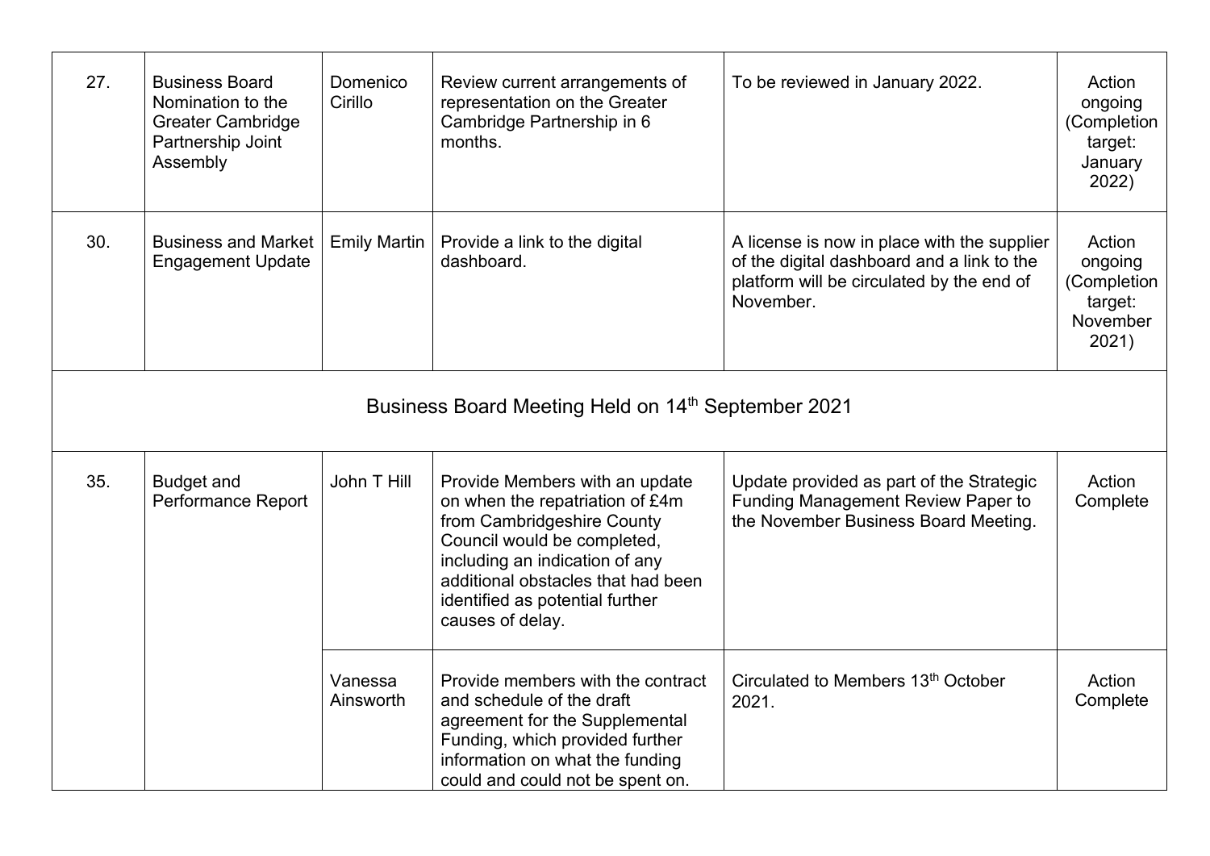| 27. | Business Board Nomination to the Greater Cambridge Partnership Joint Assembly | Domenico Cirillo | Review current arrangements of representation on the Greater Cambridge Partnership in 6 months. | To be reviewed in January 2022. | Action ongoing (Completion target: January 2022) |
|---|---|---|---|---|---|
| 30. | Business and Market Engagement Update | Emily Martin | Provide a link to the digital dashboard. | A license is now in place with the supplier of the digital dashboard and a link to the platform will be circulated by the end of November. | Action ongoing (Completion target: November 2021) |
| Business Board Meeting Held on 14th September 2021 | | | | | |
| 35. | Budget and Performance Report | John T Hill | Provide Members with an update on when the repatriation of £4m from Cambridgeshire County Council would be completed, including an indication of any additional obstacles that had been identified as potential further causes of delay. | Update provided as part of the Strategic Funding Management Review Paper to the November Business Board Meeting. | Action Complete |
| | | Vanessa Ainsworth | Provide members with the contract and schedule of the draft agreement for the Supplemental Funding, which provided further information on what the funding could and could not be spent on. | Circulated to Members 13th October 2021. | Action Complete |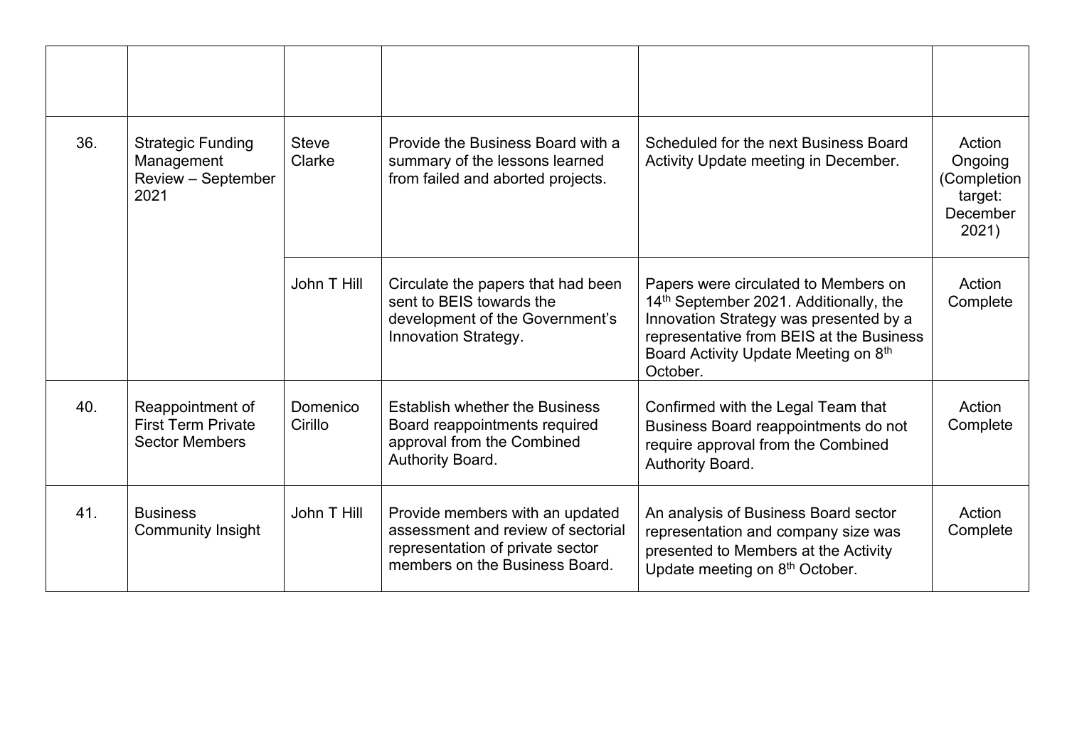| | | | | | |
|---|---|---|---|---|---|
| 36. | Strategic Funding Management Review – September 2021 | Steve Clarke | Provide the Business Board with a summary of the lessons learned from failed and aborted projects. | Scheduled for the next Business Board Activity Update meeting in December. | Action Ongoing (Completion target: December 2021) |
| | | John T Hill | Circulate the papers that had been sent to BEIS towards the development of the Government's Innovation Strategy. | Papers were circulated to Members on 14th September 2021. Additionally, the Innovation Strategy was presented by a representative from BEIS at the Business Board Activity Update Meeting on 8th October. | Action Complete |
| 40. | Reappointment of First Term Private Sector Members | Domenico Cirillo | Establish whether the Business Board reappointments required approval from the Combined Authority Board. | Confirmed with the Legal Team that Business Board reappointments do not require approval from the Combined Authority Board. | Action Complete |
| 41. | Business Community Insight | John T Hill | Provide members with an updated assessment and review of sectorial representation of private sector members on the Business Board. | An analysis of Business Board sector representation and company size was presented to Members at the Activity Update meeting on 8th October. | Action Complete |